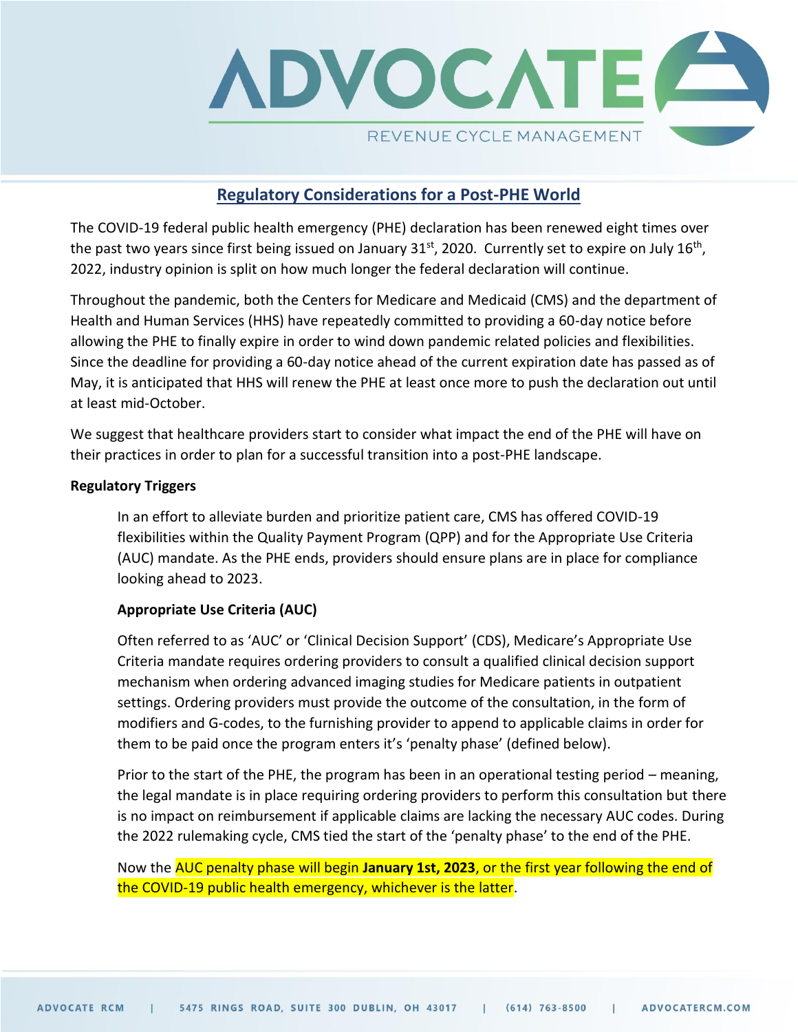## Regulatory Considerations for a Post-PHE World

The COVID-19 federal public health emergency (PHE) declaration has been renewed eight times over the past two years since first being issued on January 31st, 2020. Currently set to expire on July 16th, 2022, industry opinion is split on how much longer the federal declaration will continue.

Throughout the pandemic, both the Centers for Medicare and Medicaid (CMS) and the department of Health and Human Services (HHS) have repeatedly committed to providing a 60-day notice before allowing the PHE to finally expire in order to wind down pandemic related policies and flexibilities. Since the deadline for providing a 60-day notice ahead of the current expiration date has passed as of May, it is anticipated that HHS will renew the PHE at least once more to push the declaration out until at least mid-October.

We suggest that healthcare providers start to consider what impact the end of the PHE will have on their practices in order to plan for a successful transition into a post-PHE landscape.

### Regulatory Triggers

In an effort to alleviate burden and prioritize patient care, CMS has offered COVID-19 flexibilities within the Quality Payment Program (QPP) and for the Appropriate Use Criteria (AUC) mandate. As the PHE ends, providers should ensure plans are in place for compliance looking ahead to 2023.

#### Appropriate Use Criteria (AUC)

Often referred to as 'AUC' or 'Clinical Decision Support' (CDS), Medicare's Appropriate Use Criteria mandate requires ordering providers to consult a qualified clinical decision support mechanism when ordering advanced imaging studies for Medicare patients in outpatient settings. Ordering providers must provide the outcome of the consultation, in the form of modifiers and G-codes, to the furnishing provider to append to applicable claims in order for them to be paid once the program enters it's 'penalty phase' (defined below).

Prior to the start of the PHE, the program has been in an operational testing period – meaning, the legal mandate is in place requiring ordering providers to perform this consultation but there is no impact on reimbursement if applicable claims are lacking the necessary AUC codes. During the 2022 rulemaking cycle, CMS tied the start of the 'penalty phase' to the end of the PHE.

Now the AUC penalty phase will begin **January 1st, 2023**, or the first year following the end of the COVID-19 public health emergency, whichever is the latter.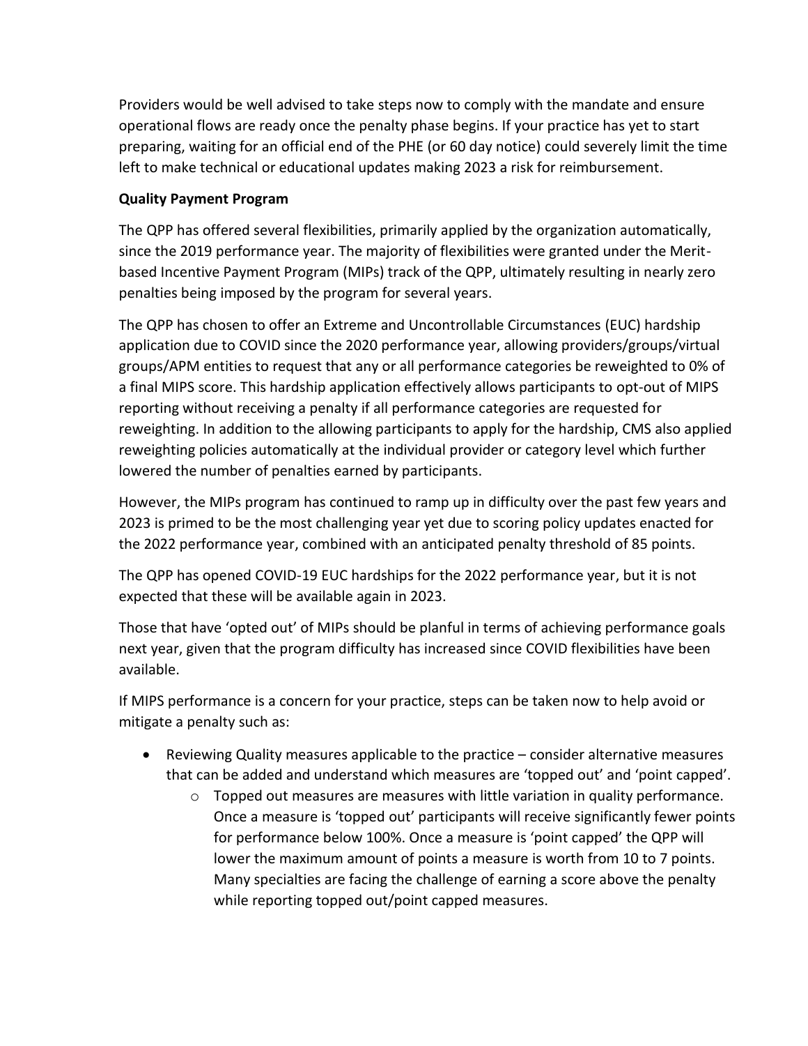Providers would be well advised to take steps now to comply with the mandate and ensure operational flows are ready once the penalty phase begins. If your practice has yet to start preparing, waiting for an official end of the PHE (or 60 day notice) could severely limit the time left to make technical or educational updates making 2023 a risk for reimbursement.

**Quality Payment Program**

The QPP has offered several flexibilities, primarily applied by the organization automatically, since the 2019 performance year. The majority of flexibilities were granted under the Merit-based Incentive Payment Program (MIPs) track of the QPP, ultimately resulting in nearly zero penalties being imposed by the program for several years.

The QPP has chosen to offer an Extreme and Uncontrollable Circumstances (EUC) hardship application due to COVID since the 2020 performance year, allowing providers/groups/virtual groups/APM entities to request that any or all performance categories be reweighted to 0% of a final MIPS score. This hardship application effectively allows participants to opt-out of MIPS reporting without receiving a penalty if all performance categories are requested for reweighting. In addition to the allowing participants to apply for the hardship, CMS also applied reweighting policies automatically at the individual provider or category level which further lowered the number of penalties earned by participants.

However, the MIPs program has continued to ramp up in difficulty over the past few years and 2023 is primed to be the most challenging year yet due to scoring policy updates enacted for the 2022 performance year, combined with an anticipated penalty threshold of 85 points.

The QPP has opened COVID-19 EUC hardships for the 2022 performance year, but it is not expected that these will be available again in 2023.

Those that have 'opted out' of MIPs should be planful in terms of achieving performance goals next year, given that the program difficulty has increased since COVID flexibilities have been available.

If MIPS performance is a concern for your practice, steps can be taken now to help avoid or mitigate a penalty such as:

- Reviewing Quality measures applicable to the practice – consider alternative measures that can be added and understand which measures are 'topped out' and 'point capped'.
  - Topped out measures are measures with little variation in quality performance. Once a measure is 'topped out' participants will receive significantly fewer points for performance below 100%. Once a measure is 'point capped' the QPP will lower the maximum amount of points a measure is worth from 10 to 7 points. Many specialties are facing the challenge of earning a score above the penalty while reporting topped out/point capped measures.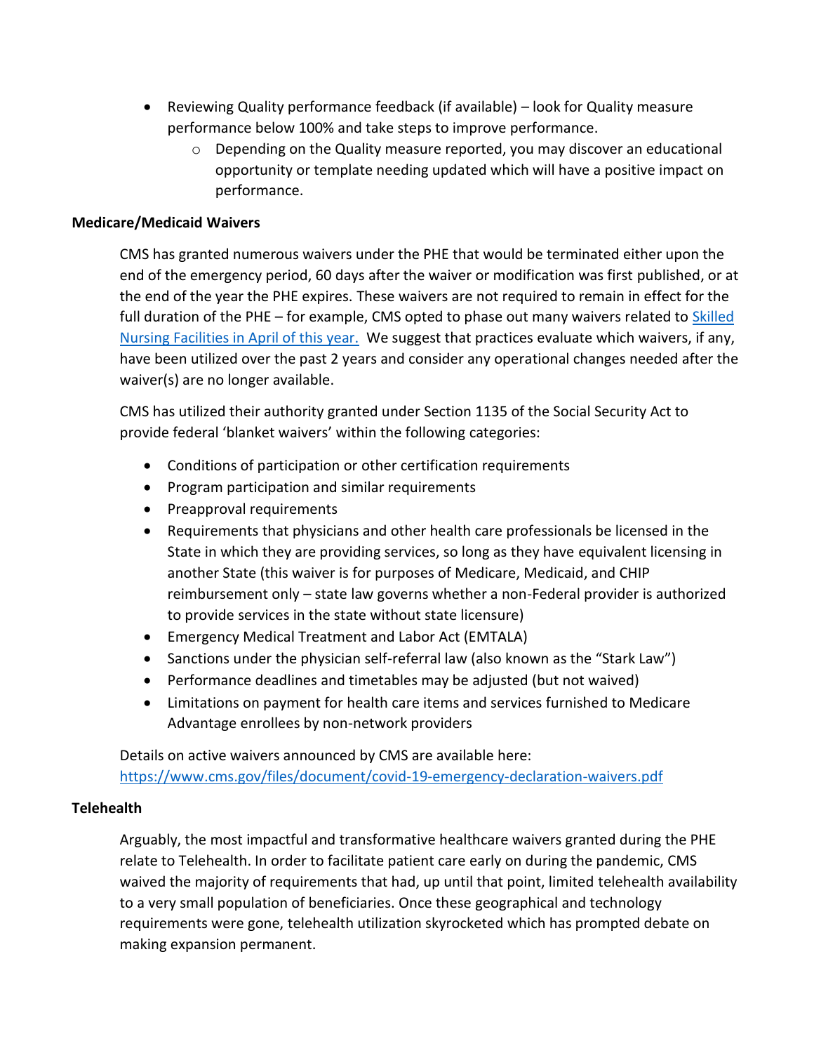- Reviewing Quality performance feedback (if available) – look for Quality measure performance below 100% and take steps to improve performance.
    - Depending on the Quality measure reported, you may discover an educational opportunity or template needing updated which will have a positive impact on performance.

**Medicare/Medicaid Waivers**

CMS has granted numerous waivers under the PHE that would be terminated either upon the end of the emergency period, 60 days after the waiver or modification was first published, or at the end of the year the PHE expires. These waivers are not required to remain in effect for the full duration of the PHE – for example, CMS opted to phase out many waivers related to [Skilled Nursing Facilities in April of this year.](#) We suggest that practices evaluate which waivers, if any, have been utilized over the past 2 years and consider any operational changes needed after the waiver(s) are no longer available.

CMS has utilized their authority granted under Section 1135 of the Social Security Act to provide federal 'blanket waivers' within the following categories:

- Conditions of participation or other certification requirements
- Program participation and similar requirements
- Preapproval requirements
- Requirements that physicians and other health care professionals be licensed in the State in which they are providing services, so long as they have equivalent licensing in another State (this waiver is for purposes of Medicare, Medicaid, and CHIP reimbursement only – state law governs whether a non-Federal provider is authorized to provide services in the state without state licensure)
- Emergency Medical Treatment and Labor Act (EMTALA)
- Sanctions under the physician self-referral law (also known as the "Stark Law")
- Performance deadlines and timetables may be adjusted (but not waived)
- Limitations on payment for health care items and services furnished to Medicare Advantage enrollees by non-network providers

Details on active waivers announced by CMS are available here: https://www.cms.gov/files/document/covid-19-emergency-declaration-waivers.pdf

**Telehealth**

Arguably, the most impactful and transformative healthcare waivers granted during the PHE relate to Telehealth. In order to facilitate patient care early on during the pandemic, CMS waived the majority of requirements that had, up until that point, limited telehealth availability to a very small population of beneficiaries. Once these geographical and technology requirements were gone, telehealth utilization skyrocketed which has prompted debate on making expansion permanent.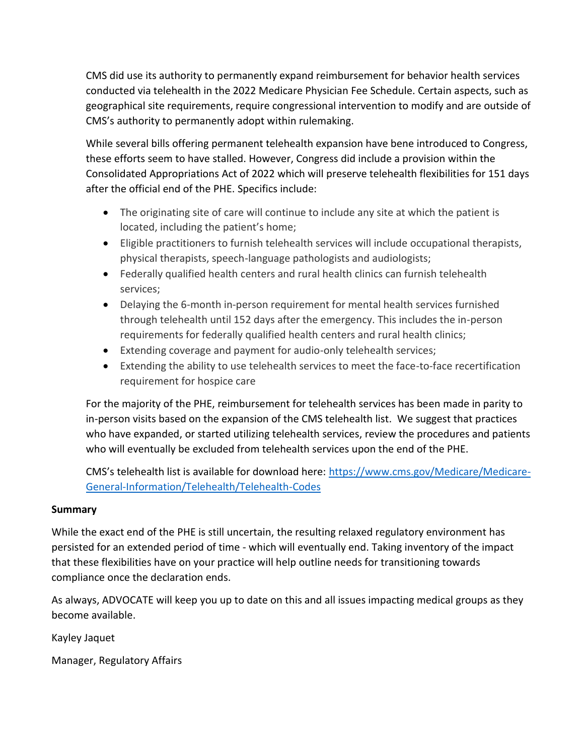CMS did use its authority to permanently expand reimbursement for behavior health services conducted via telehealth in the 2022 Medicare Physician Fee Schedule. Certain aspects, such as geographical site requirements, require congressional intervention to modify and are outside of CMS's authority to permanently adopt within rulemaking.

While several bills offering permanent telehealth expansion have bene introduced to Congress, these efforts seem to have stalled. However, Congress did include a provision within the Consolidated Appropriations Act of 2022 which will preserve telehealth flexibilities for 151 days after the official end of the PHE. Specifics include:

- The originating site of care will continue to include any site at which the patient is located, including the patient's home;
- Eligible practitioners to furnish telehealth services will include occupational therapists, physical therapists, speech-language pathologists and audiologists;
- Federally qualified health centers and rural health clinics can furnish telehealth services;
- Delaying the 6-month in-person requirement for mental health services furnished through telehealth until 152 days after the emergency. This includes the in-person requirements for federally qualified health centers and rural health clinics;
- Extending coverage and payment for audio-only telehealth services;
- Extending the ability to use telehealth services to meet the face-to-face recertification requirement for hospice care

For the majority of the PHE, reimbursement for telehealth services has been made in parity to in-person visits based on the expansion of the CMS telehealth list. We suggest that practices who have expanded, or started utilizing telehealth services, review the procedures and patients who will eventually be excluded from telehealth services upon the end of the PHE.

CMS's telehealth list is available for download here: [https://www.cms.gov/Medicare/Medicare-General-Information/Telehealth/Telehealth-Codes](https://www.cms.gov/Medicare/Medicare-General-Information/Telehealth/Telehealth-Codes)

**Summary**

While the exact end of the PHE is still uncertain, the resulting relaxed regulatory environment has persisted for an extended period of time - which will eventually end. Taking inventory of the impact that these flexibilities have on your practice will help outline needs for transitioning towards compliance once the declaration ends.

As always, ADVOCATE will keep you up to date on this and all issues impacting medical groups as they become available.

Kayley Jaquet

Manager, Regulatory Affairs